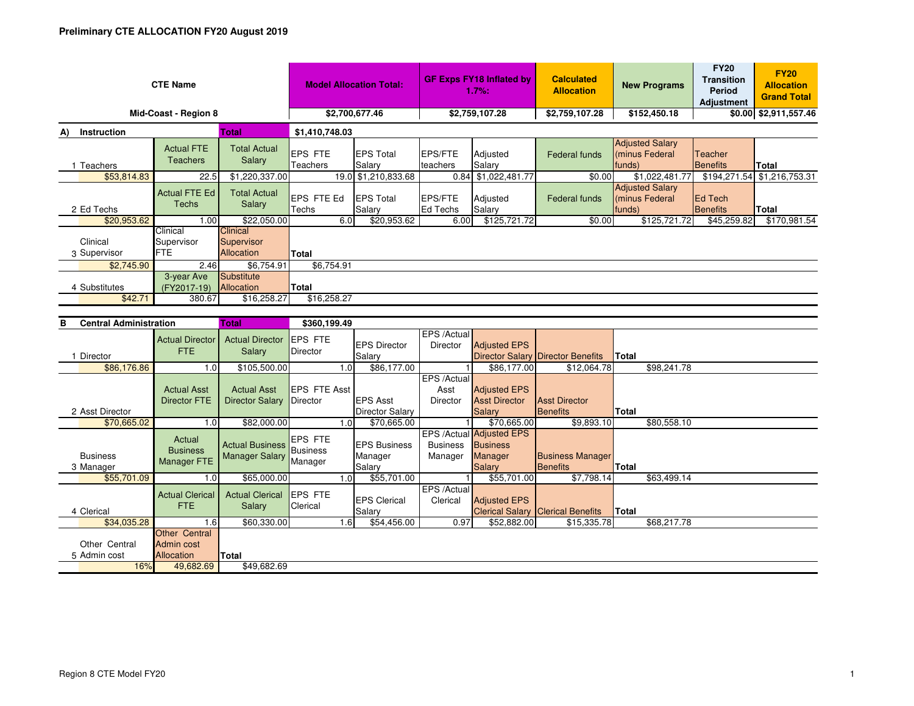**Preliminary CTE ALLOCATION FY20 August 2019**

| CTE Name | Model Allocation Total: | GF Exps FY18 Inflated by 1.7%: | Calculated Allocation | New Programs | FY20 Transition Period Adjustment | FY20 Allocation Grand Total |
|---|---|---|---|---|---|---|
| Mid-Coast - Region 8 | $2,700,677.46 | $2,759,107.28 | $2,759,107.28 | $152,450.18 | $0.00 | $2,911,557.46 |

**A) Instruction** — Total: $1,410,748.03

| 1 Teachers | Actual FTE Teachers | Total Actual Salary | EPS FTE Teachers | EPS Total Salary | EPS/FTE teachers | Adjusted Salary | Federal funds | Adjusted Salary (minus Federal funds) | Teacher Benefits | Total |
|---|---|---|---|---|---|---|---|---|---|---|
| $53,814.83 | 22.5 | $1,220,337.00 | 19.0 | $1,210,833.68 | 0.84 | $1,022,481.77 | $0.00 | $1,022,481.77 | $194,271.54 | $1,216,753.31 |

| 2 Ed Techs | Actual FTE Ed Techs | Total Actual Salary | EPS FTE Ed Techs | EPS Total Salary | EPS/FTE Ed Techs | Adjusted Salary | Federal funds | Adjusted Salary (minus Federal funds) | Ed Tech Benefits | Total |
|---|---|---|---|---|---|---|---|---|---|---|
| $20,953.62 | 1.00 | $22,050.00 | 6.0 | $20,953.62 | 6.00 | $125,721.72 | $0.00 | $125,721.72 | $45,259.82 | $170,981.54 |

| 3 Clinical Supervisor | Clinical Supervisor FTE | Clinical Supervisor Allocation | Total |
|---|---|---|---|
| $2,745.90 | 2.46 | $6,754.91 | $6,754.91 |

| 4 Substitutes | 3-year Ave (FY2017-19) | Substitute Allocation | Total |
|---|---|---|---|
| $42.71 | 380.67 | $16,258.27 | $16,258.27 |

**B Central Administration** — Total: $360,199.49

| 1 Director | Actual Director FTE | Actual Director Salary | EPS FTE Director | EPS Director Salary | EPS /Actual Director | Adjusted EPS Director Salary | Director Benefits | Total |
|---|---|---|---|---|---|---|---|---|
| $86,176.86 | 1.0 | $105,500.00 | 1.0 | $86,177.00 | 1 | $86,177.00 | $12,064.78 | $98,241.78 |

| 2 Asst Director | Actual Asst Director FTE | Actual Asst Director Salary | EPS FTE Asst Director | EPS Asst Director Salary | EPS /Actual Asst Director | Adjusted EPS Asst Director Salary | Asst Director Benefits | Total |
|---|---|---|---|---|---|---|---|---|
| $70,665.02 | 1.0 | $82,000.00 | 1.0 | $70,665.00 | 1 | $70,665.00 | $9,893.10 | $80,558.10 |

| 3 Business Manager | Actual Business Manager FTE | Actual Business Manager Salary | EPS FTE Business Manager | EPS Business Manager Salary | EPS /Actual Business Manager | Adjusted EPS Business Manager Salary | Business Manager Benefits | Total |
|---|---|---|---|---|---|---|---|---|
| $55,701.09 | 1.0 | $65,000.00 | 1.0 | $55,701.00 | 1 | $55,701.00 | $7,798.14 | $63,499.14 |

| 4 Clerical | Actual Clerical FTE | Actual Clerical Salary | EPS FTE Clerical | EPS Clerical Salary | EPS /Actual Clerical | Adjusted EPS Clerical Salary | Clerical Benefits | Total |
|---|---|---|---|---|---|---|---|---|
| $34,035.28 | 1.6 | $60,330.00 | 1.6 | $54,456.00 | 0.97 | $52,882.00 | $15,335.78 | $68,217.78 |

| 5 Other Central Admin cost | Other Central Admin cost Allocation | Total |
|---|---|---|
| 16% | 49,682.69 | $49,682.69 |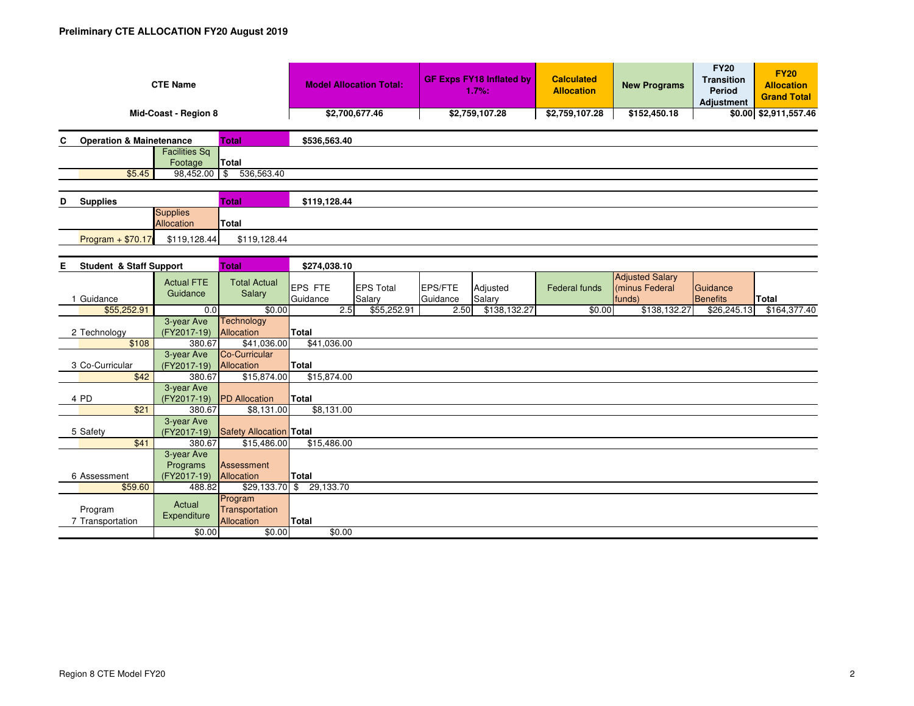**Preliminary CTE ALLOCATION FY20 August 2019**

| CTE Name | Model Allocation Total: | GF Exps FY18 Inflated by 1.7%: | Calculated Allocation | New Programs | FY20 Transition Period Adjustment | FY20 Allocation Grand Total |
|---|---|---|---|---|---|---|
| Mid-Coast - Region 8 | $2,700,677.46 | $2,759,107.28 | $2,759,107.28 | $152,450.18 | $0.00 | $2,911,557.46 |

**C Operation & Mainetenance** — Total: $536,563.40

| | Facilities Sq Footage | Total |
|---|---|---|
| $5.45 | 98,452.00 | $ 536,563.40 |

**D Supplies** — Total: $119,128.44

| | Supplies Allocation | Total |
|---|---|---|
| Program + $70.17 | $119,128.44 | $119,128.44 |

**E Student & Staff Support** — Total: $274,038.10

| 1 Guidance | Actual FTE Guidance | Total Actual Salary | EPS FTE Guidance | EPS Total Salary | EPS/FTE Guidance | Adjusted Salary | Federal funds | Adjusted Salary (minus Federal funds) | Guidance Benefits | Total |
|---|---|---|---|---|---|---|---|---|---|---|
| $55,252.91 | 0.0 | $0.00 | 2.5 | $55,252.91 | 2.50 | $138,132.27 | $0.00 | $138,132.27 | $26,245.13 | $164,377.40 |

| 2 Technology | 3-year Ave (FY2017-19) | Technology Allocation | Total |
|---|---|---|---|
| $108 | 380.67 | $41,036.00 | $41,036.00 |

| 3 Co-Curricular | 3-year Ave (FY2017-19) | Co-Curricular Allocation | Total |
|---|---|---|---|
| $42 | 380.67 | $15,874.00 | $15,874.00 |

| 4 PD | 3-year Ave (FY2017-19) | PD Allocation | Total |
|---|---|---|---|
| $21 | 380.67 | $8,131.00 | $8,131.00 |

| 5 Safety | 3-year Ave (FY2017-19) | Safety Allocation | Total |
|---|---|---|---|
| $41 | 380.67 | $15,486.00 | $15,486.00 |

| 6 Assessment | 3-year Ave Programs (FY2017-19) | Assessment Allocation | Total |
|---|---|---|---|
| $59.60 | 488.82 | $29,133.70 | $ 29,133.70 |

| 7 Program Transportation | Actual Expenditure | Program Transportation Allocation | Total |
|---|---|---|---|
| | $0.00 | $0.00 | $0.00 |

Region 8 CTE Model FY20